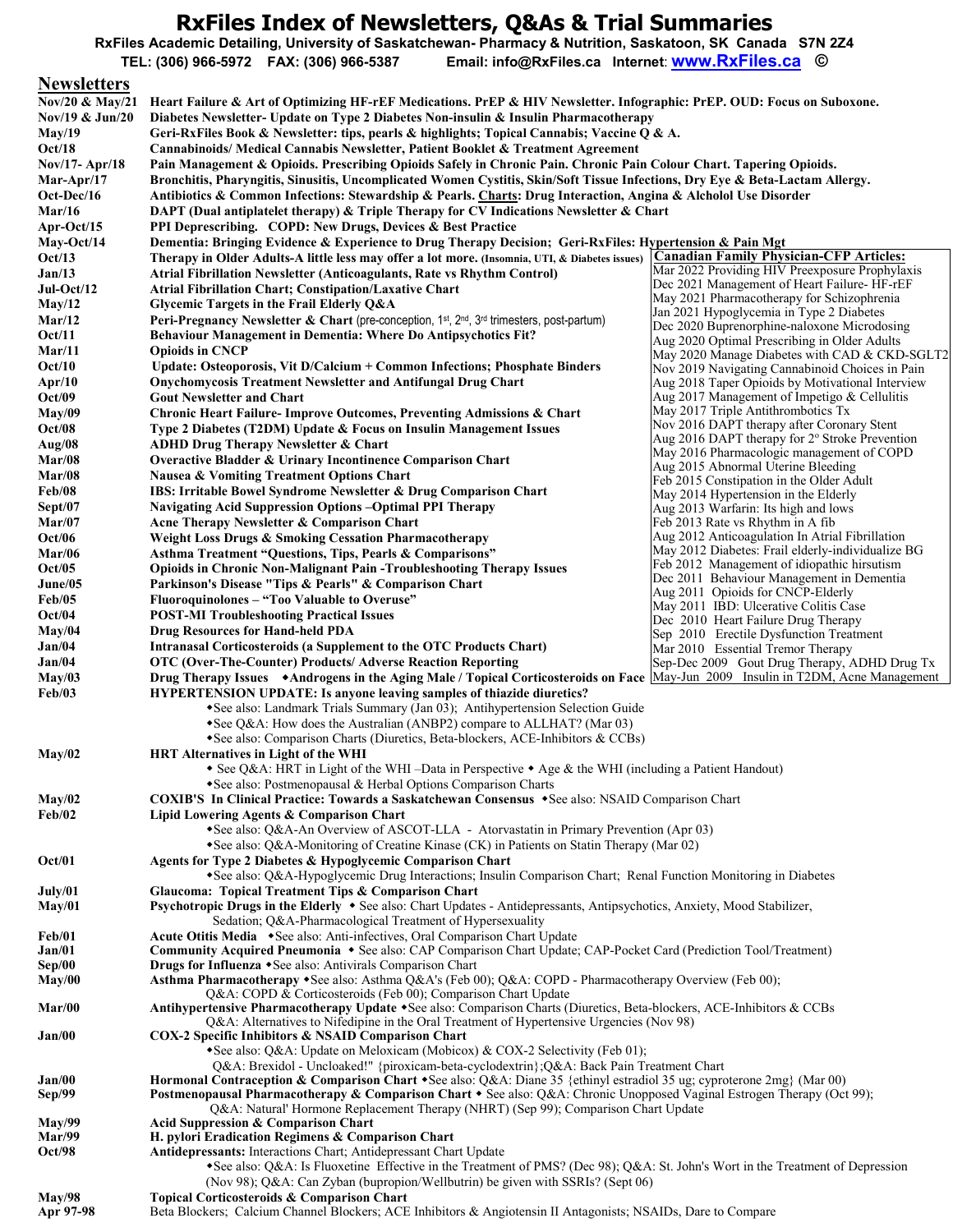# RxFiles Index of Newsletters, Q&As & Trial Summaries

**RxFiles Academic Detailing, University of Saskatchewan- Pharmacy & Nutrition, Saskatoon, SK Canada S7N 2Z4**

**TEL: (306) 966-5972 FAX: (306) 966-5387 Email: info@RxFiles.ca Internet: www.RxFiles.ca ©**

## Newsletters

| Date | Topic |
|---|---|
| **Nov/20 & May/21** | **Heart Failure & Art of Optimizing HF-rEF Medications. PrEP & HIV Newsletter. Infographic: PrEP. OUD: Focus on Suboxone.** |
| **Nov/19 & Jun/20** | **Diabetes Newsletter- Update on Type 2 Diabetes Non-insulin & Insulin Pharmacotherapy** |
| **May/19** | **Geri-RxFiles Book & Newsletter: tips, pearls & highlights; Topical Cannabis; Vaccine Q & A.** |
| **Oct/18** | **Cannabinoids/ Medical Cannabis Newsletter, Patient Booklet & Treatment Agreement** |
| **Nov/17- Apr/18** | **Pain Management & Opioids. Prescribing Opioids Safely in Chronic Pain. Chronic Pain Colour Chart. Tapering Opioids.** |
| **Mar-Apr/17** | **Bronchitis, Pharyngitis, Sinusitis, Uncomplicated Women Cystitis, Skin/Soft Tissue Infections, Dry Eye & Beta-Lactam Allergy.** |
| **Oct-Dec/16** | **Antibiotics & Common Infections: Stewardship & Pearls. Charts: Drug Interaction, Angina & Alcholol Use Disorder** |
| **Mar/16** | **DAPT (Dual antiplatelet therapy) & Triple Therapy for CV Indications Newsletter & Chart** |
| **Apr-Oct/15** | **PPI Deprescribing. COPD: New Drugs, Devices & Best Practice** |
| **May-Oct/14** | **Dementia: Bringing Evidence & Experience to Drug Therapy Decision; Geri-RxFiles: Hypertension & Pain Mgt** |
| **Oct/13** | **Therapy in Older Adults-A little less may offer a lot more.** (Insomnia, UTI, & Diabetes issues) |
| **Jan/13** | **Atrial Fibrillation Newsletter (Anticoagulants, Rate vs Rhythm Control)** |
| **Jul-Oct/12** | **Atrial Fibrillation Chart; Constipation/Laxative Chart** |
| **May/12** | **Glycemic Targets in the Frail Elderly Q&A** |
| **Mar/12** | **Peri-Pregnancy Newsletter & Chart** (pre-conception, 1st, 2nd, 3rd trimesters, post-partum) |
| **Oct/11** | **Behaviour Management in Dementia: Where Do Antipsychotics Fit?** |
| **Mar/11** | **Opioids in CNCP** |
| **Oct/10** | **Update: Osteoporosis, Vit D/Calcium + Common Infections; Phosphate Binders** |
| **Apr/10** | **Onychomycosis Treatment Newsletter and Antifungal Drug Chart** |
| **Oct/09** | **Gout Newsletter and Chart** |
| **May/09** | **Chronic Heart Failure- Improve Outcomes, Preventing Admissions & Chart** |
| **Oct/08** | **Type 2 Diabetes (T2DM) Update & Focus on Insulin Management Issues** |
| **Aug/08** | **ADHD Drug Therapy Newsletter & Chart** |
| **Mar/08** | **Overactive Bladder & Urinary Incontinence Comparison Chart** |
| **Mar/08** | **Nausea & Vomiting Treatment Options Chart** |
| **Feb/08** | **IBS: Irritable Bowel Syndrome Newsletter & Drug Comparison Chart** |
| **Sept/07** | **Navigating Acid Suppression Options –Optimal PPI Therapy** |
| **Mar/07** | **Acne Therapy Newsletter & Comparison Chart** |
| **Oct/06** | **Weight Loss Drugs & Smoking Cessation Pharmacotherapy** |
| **Mar/06** | **Asthma Treatment "Questions, Tips, Pearls & Comparisons"** |
| **Oct/05** | **Opioids in Chronic Non-Malignant Pain -Troubleshooting Therapy Issues** |
| **June/05** | **Parkinson's Disease "Tips & Pearls" & Comparison Chart** |
| **Feb/05** | **Fluoroquinolones – "Too Valuable to Overuse"** |
| **Oct/04** | **POST-MI Troubleshooting Practical Issues** |
| **May/04** | **Drug Resources for Hand-held PDA** |
| **Jan/04** | **Intranasal Corticosteroids (a Supplement to the OTC Products Chart)** |
| **Jan/04** | **OTC (Over-The-Counter) Products/ Adverse Reaction Reporting** |
| **May/03** | **Drug Therapy Issues ◆Androgens in the Aging Male / Topical Corticosteroids on Face** |
| **Feb/03** | **HYPERTENSION UPDATE: Is anyone leaving samples of thiazide diuretics?**<br>◆See also: Landmark Trials Summary (Jan 03); Antihypertension Selection Guide<br>◆See Q&A: How does the Australian (ANBP2) compare to ALLHAT? (Mar 03)<br>◆See also: Comparison Charts (Diuretics, Beta-blockers, ACE-Inhibitors & CCBs) |
| **May/02** | **HRT Alternatives in Light of the WHI**<br>◆ See Q&A: HRT in Light of the WHI –Data in Perspective ◆ Age & the WHI (including a Patient Handout)<br>◆See also: Postmenopausal & Herbal Options Comparison Charts |
| **May/02** | **COXIB'S In Clinical Practice: Towards a Saskatchewan Consensus** ◆See also: NSAID Comparison Chart |
| **Feb/02** | **Lipid Lowering Agents & Comparison Chart**<br>◆See also: Q&A-An Overview of ASCOT-LLA - Atorvastatin in Primary Prevention (Apr 03)<br>◆See also: Q&A-Monitoring of Creatine Kinase (CK) in Patients on Statin Therapy (Mar 02) |
| **Oct/01** | **Agents for Type 2 Diabetes & Hypoglycemic Comparison Chart**<br>◆See also: Q&A-Hypoglycemic Drug Interactions; Insulin Comparison Chart; Renal Function Monitoring in Diabetes |
| **July/01** | **Glaucoma: Topical Treatment Tips & Comparison Chart** |
| **May/01** | **Psychotropic Drugs in the Elderly** ◆ See also: Chart Updates - Antidepressants, Antipsychotics, Anxiety, Mood Stabilizer, Sedation; Q&A-Pharmacological Treatment of Hypersexuality |
| **Feb/01** | **Acute Otitis Media** ◆See also: Anti-infectives, Oral Comparison Chart Update |
| **Jan/01** | **Community Acquired Pneumonia** ◆ See also: CAP Comparison Chart Update; CAP-Pocket Card (Prediction Tool/Treatment) |
| **Sep/00** | **Drugs for Influenza** ◆See also: Antivirals Comparison Chart |
| **May/00** | **Asthma Pharmacotherapy** ◆See also: Asthma Q&A's (Feb 00); Q&A: COPD - Pharmacotherapy Overview (Feb 00); Q&A: COPD & Corticosteroids (Feb 00); Comparison Chart Update |
| **Mar/00** | **Antihypertensive Pharmacotherapy Update** ◆See also: Comparison Charts (Diuretics, Beta-blockers, ACE-Inhibitors & CCBs)<br>Q&A: Alternatives to Nifedipine in the Oral Treatment of Hypertensive Urgencies (Nov 98) |
| **Jan/00** | **COX-2 Specific Inhibitors & NSAID Comparison Chart**<br>◆See also: Q&A: Update on Meloxicam (Mobicox) & COX-2 Selectivity (Feb 01);<br>Q&A: Brexidol - Uncloaked!" {piroxicam-beta-cyclodextrin};Q&A: Back Pain Treatment Chart |
| **Jan/00** | **Hormonal Contraception & Comparison Chart** ◆See also: Q&A: Diane 35 {ethinyl estradiol 35 ug; cyproterone 2mg} (Mar 00) |
| **Sep/99** | **Postmenopausal Pharmacotherapy & Comparison Chart** ◆ See also: Q&A: Chronic Unopposed Vaginal Estrogen Therapy (Oct 99);<br>Q&A: Natural' Hormone Replacement Therapy (NHRT) (Sep 99); Comparison Chart Update |
| **May/99** | **Acid Suppression & Comparison Chart** |
| **Mar/99** | **H. pylori Eradication Regimens & Comparison Chart** |
| **Oct/98** | **Antidepressants:** Interactions Chart; Antidepressant Chart Update<br>◆See also: Q&A: Is Fluoxetine Effective in the Treatment of PMS? (Dec 98); Q&A: St. John's Wort in the Treatment of Depression (Nov 98); Q&A: Can Zyban (bupropion/Wellbutrin) be given with SSRIs? (Sept 06) |
| **May/98** | **Topical Corticosteroids & Comparison Chart** |
| **Apr 97-98** | Beta Blockers; Calcium Channel Blockers; ACE Inhibitors & Angiotensin II Antagonists; NSAIDs, Dare to Compare |

## Canadian Family Physician-CFP Articles:

- Mar 2022 Providing HIV Preexposure Prophylaxis
- Dec 2021 Management of Heart Failure- HF-rEF
- May 2021 Pharmacotherapy for Schizophrenia
- Jan 2021 Hypoglycemia in Type 2 Diabetes
- Dec 2020 Buprenorphine-naloxone Microdosing
- Aug 2020 Optimal Prescribing in Older Adults
- May 2020 Manage Diabetes with CAD & CKD-SGLT2
- Nov 2019 Navigating Cannabinoid Choices in Pain
- Aug 2018 Taper Opioids by Motivational Interview
- Aug 2017 Management of Impetigo & Cellulitis
- May 2017 Triple Antithrombotics Tx
- Nov 2016 DAPT therapy after Coronary Stent
- Aug 2016 DAPT therapy for 2º Stroke Prevention
- May 2016 Pharmacologic management of COPD
- Aug 2015 Abnormal Uterine Bleeding
- Feb 2015 Constipation in the Older Adult
- May 2014 Hypertension in the Elderly
- Aug 2013 Warfarin: Its high and lows
- Feb 2013 Rate vs Rhythm in A fib
- Aug 2012 Anticoagulation In Atrial Fibrillation
- May 2012 Diabetes: Frail elderly-individualize BG
- Feb 2012 Management of idiopathic hirsutism
- Dec 2011 Behaviour Management in Dementia
- Aug 2011 Opioids for CNCP-Elderly
- May 2011 IBD: Ulcerative Colitis Case
- Dec 2010 Heart Failure Drug Therapy
- Sep 2010 Erectile Dysfunction Treatment
- Mar 2010 Essential Tremor Therapy
- Sep-Dec 2009 Gout Drug Therapy, ADHD Drug Tx
- May-Jun 2009 Insulin in T2DM, Acne Management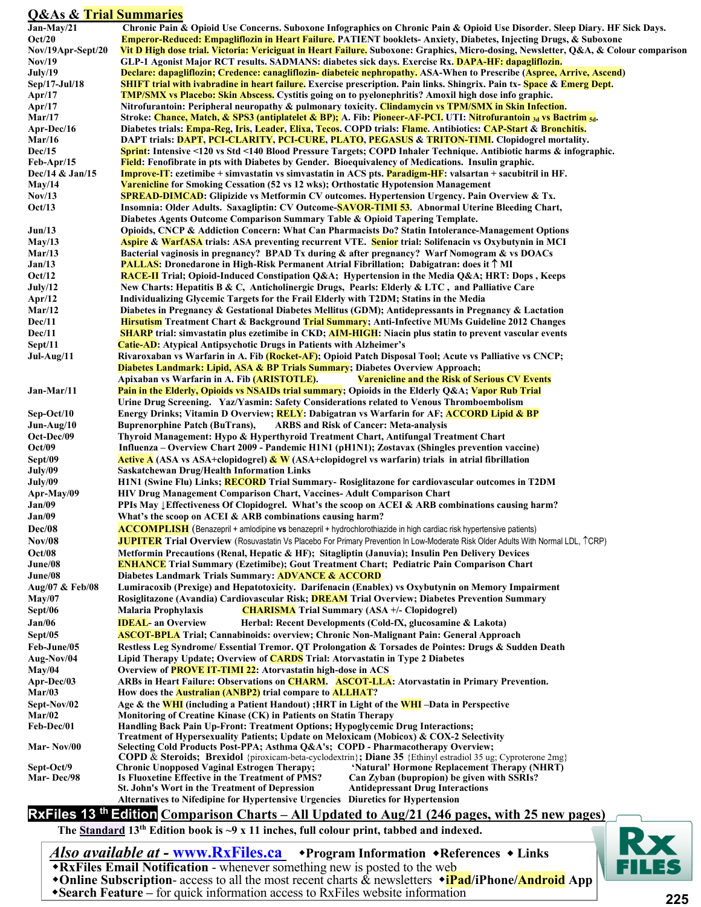## Q&As & Trial Summaries

| | |
|---|---|
| Jan-May/21 | Chronic Pain & Opioid Use Concerns. Suboxone Infographics on Chronic Pain & Opioid Use Disorder. Sleep Diary. HF Sick Days. |
| Oct/20 | Emperor-Reduced: Empagliflozin in Heart Failure. PATIENT booklets- Anxiety, Diabetes, Injecting Drugs, & Suboxone |
| Nov/19Apr-Sept/20 | Vit D High dose trial. Victoria: Vericiguat in Heart Failure. Suboxone: Graphics, Micro-dosing, Newsletter, Q&A, & Colour comparison |
| Nov/19 | GLP-1 Agonist Major RCT results. SADMANS: diabetes sick days. Exercise Rx. DAPA-HF: dapagliflozin. |
| July/19 | Declare: dapagliflozin; Credence: canagliflozin- diabeteic nephropathy. ASA-When to Prescribe (Aspree, Arrive, Ascend) |
| Sep/17-Jul/18 | SHIFT trial with ivabradine in heart failure. Exercise prescription. Pain links. Shingrix. Pain tx- Space & Emerg Dept. |
| Apr/17 | TMP/SMX vs Placebo: Skin Abscess. Cystitis going on to pyelonephritis? Amoxil high dose info graphic. |
| Apr/17 | Nitrofurantoin: Peripheral neuropathy & pulmonary toxicity. Clindamycin vs TPM/SMX in Skin Infection. |
| Mar/17 | Stroke: Chance, Match, & SPS3 (antiplatelet & BP); A. Fib: Pioneer-AF-PCI. UTI: Nitrofurantoin $_{3d}$ vs Bactrim $_{5d}$. |
| Apr-Dec/16 | Diabetes trials: Empa-Reg, Iris, Leader, Elixa, Tecos. COPD trials: Flame. Antibiotics: CAP-Start & Bronchitis. |
| Mar/16 | DAPT trials: DAPT, PCI-CLARITY, PCI-CURE, PLATO, PEGASUS & TRITON-TIMI. Clopidogrel mortality. |
| Dec/15 | Sprint: Intensive <120 vs Std <140 Blood Pressure Targets; COPD Inhaler Technique. Antibiotic harms & infographic. |
| Feb-Apr/15 | Field: Fenofibrate in pts with Diabetes by Gender. Bioequivalency of Medications. Insulin graphic. |
| Dec/14 & Jan/15 | Improve-IT: ezetimibe + simvastatin vs simvastatin in ACS pts. Paradigm-HF: valsartan + sacubitril in HF. |
| May/14 | Varenicline for Smoking Cessation (52 vs 12 wks); Orthostatic Hypotension Management |
| Nov/13 | SPREAD-DIMCAD: Glipizide vs Metformin CV outcomes. Hypertension Urgency. Pain Overview & Tx. |
| Oct/13 | Insomnia: Older Adults. Saxagliptin: CV Outcome-SAVOR-TIMI 53. Abnormal Uterine Bleeding Chart, Diabetes Agents Outcome Comparison Summary Table & Opioid Tapering Template. |
| Jun/13 | Opioids, CNCP & Addiction Concern: What Can Pharmacists Do? Statin Intolerance-Management Options |
| May/13 | Aspire & WarfASA trials: ASA preventing recurrent VTE. Senior trial: Solifenacin vs Oxybutynin in MCI |
| Mar/13 | Bacterial vaginosis in pregnancy? BPAD Tx during & after pregnancy? Warf Nomogram & vs DOACs |
| Jan/13 | PALLAS: Dronedarone in High-Risk Permanent Atrial Fibrillation; Dabigatran: does it ↑ MI |
| Oct/12 | RACE-II Trial; Opioid-Induced Constipation Q&A; Hypertension in the Media Q&A; HRT: Dops , Keeps |
| July/12 | New Charts: Hepatitis B & C, Anticholinergic Drugs, Pearls: Elderly & LTC , and Palliative Care |
| Apr/12 | Individualizing Glycemic Targets for the Frail Elderly with T2DM; Statins in the Media |
| Mar/12 | Diabetes in Pregnancy & Gestational Diabetes Mellitus (GDM); Antidepressants in Pregnancy & Lactation |
| Dec/11 | Hirsutism Treatment Chart & Background Trial Summary; Anti-Infective MUMs Guideline 2012 Changes |
| Dec/11 | SHARP trial: simvastatin plus ezetimibe in CKD; AIM-HIGH: Niacin plus statin to prevent vascular events |
| Sept/11 | Catie-AD: Atypical Antipsychotic Drugs in Patients with Alzheimer's |
| Jul-Aug/11 | Rivaroxaban vs Warfarin in A. Fib (Rocket-AF); Opioid Patch Disposal Tool; Acute vs Palliative vs CNCP; Diabetes Landmark: Lipid, ASA & BP Trials Summary; Diabetes Overview Approach; Apixaban vs Warfarin in A. Fib (ARISTOTLE). Varenicline and the Risk of Serious CV Events |
| Jan-Mar/11 | Pain in the Elderly, Opioids vs NSAIDs trial summary; Opioids in the Elderly Q&A; Vapor Rub Trial Urine Drug Screening. Yaz/Yasmin: Safety Considerations related to Venous Thromboembolism |
| Sep-Oct/10 | Energy Drinks; Vitamin D Overview; RELY: Dabigatran vs Warfarin for AF; ACCORD Lipid & BP |
| Jun-Aug/10 | Buprenorphine Patch (BuTrans), ARBS and Risk of Cancer: Meta-analysis |
| Oct-Dec/09 | Thyroid Management: Hypo & Hyperthyroid Treatment Chart, Antifungal Treatment Chart |
| Oct/09 | Influenza – Overview Chart 2009 - Pandemic H1N1 (pH1N1); Zostavax (Shingles prevention vaccine) |
| Sept/09 | Active A (ASA vs ASA+clopidogrel) & W (ASA+clopidogrel vs warfarin) trials in atrial fibrillation |
| July/09 | Saskatchewan Drug/Health Information Links |
| July/09 | H1N1 (Swine Flu) Links; RECORD Trial Summary- Rosiglitazone for cardiovascular outcomes in T2DM |
| Apr-May/09 | HIV Drug Management Comparison Chart, Vaccines- Adult Comparison Chart |
| Jan/09 | PPIs May ↓Effectiveness Of Clopidogrel. What's the scoop on ACEI & ARB combinations causing harm? |
| Jan/09 | What's the scoop on ACEI & ARB combinations causing harm? |
| Dec/08 | ACCOMPLISH (Benazepril + amlodipine **vs** benazepril + hydrochlorothiazide in high cardiac risk hypertensive patients) |
| Nov/08 | JUPITER Trial Overview (Rosuvastatin Vs Placebo For Primary Prevention In Low-Moderate Risk Older Adults With Normal LDL, ↑CRP) |
| Oct/08 | Metformin Precautions (Renal, Hepatic & HF); Sitagliptin (Januvia); Insulin Pen Delivery Devices |
| June/08 | ENHANCE Trial Summary (Ezetimibe); Gout Treatment Chart; Pediatric Pain Comparison Chart |
| June/08 | Diabetes Landmark Trials Summary: ADVANCE & ACCORD |
| Aug/07 & Feb/08 | Lumiracoxib (Prexige) and Hepatotoxicity. Darifenacin (Enablex) vs Oxybutynin on Memory Impairment |
| May/07 | Rosiglitazone (Avandia) Cardiovascular Risk; DREAM Trial Overview; Diabetes Prevention Summary |
| Sept/06 | Malaria Prophylaxis CHARISMA Trial Summary (ASA +/- Clopidogrel) |
| Jan/06 | IDEAL- an Overview Herbal: Recent Developments (Cold-fX, glucosamine & Lakota) |
| Sept/05 | ASCOT-BPLA Trial; Cannabinoids: overview; Chronic Non-Malignant Pain: General Approach |
| Feb-June/05 | Restless Leg Syndrome/ Essential Tremor. QT Prolongation & Torsades de Pointes: Drugs & Sudden Death |
| Aug-Nov/04 | Lipid Therapy Update; Overview of CARDS Trial: Atorvastatin in Type 2 Diabetes |
| May/04 | Overview of PROVE IT-TIMI 22: Atorvastatin high-dose in ACS |
| Apr-Dec/03 | ARBs in Heart Failure: Observations on CHARM. ASCOT-LLA: Atorvastatin in Primary Prevention. |
| Mar/03 | How does the Australian (ANBP2) trial compare to ALLHAT? |
| Sept-Nov/02 | Age & the WHI (including a Patient Handout) ;HRT in Light of the WHI –Data in Perspective |
| Mar/02 | Monitoring of Creatine Kinase (CK) in Patients on Statin Therapy |
| Feb-Dec/01 | Handling Back Pain Up-Front: Treatment Options; Hypoglycemic Drug Interactions; Treatment of Hypersexuality Patients; Update on Meloxicam (Mobicox) & COX-2 Selectivity |
| Mar- Nov/00 | Selecting Cold Products Post-PPA; Asthma Q&A's; COPD - Pharmacotherapy Overview; COPD & Steroids; Brexidol {piroxicam-beta-cyclodextrin}; Diane 35 {Ethinyl estradiol 35 ug; Cyproterone 2mg} |
| Sept-Oct/9 | Chronic Unopposed Vaginal Estrogen Therapy; 'Natural' Hormone Replacement Therapy (NHRT) |
| Mar- Dec/98 | Is Fluoxetine Effective in the Treatment of PMS? Can Zyban (bupropion) be given with SSRIs? St. John's Wort in the Treatment of Depression Antidepressant Drug Interactions Alternatives to Nifedipine for Hypertensive Urgencies Diuretics for Hypertension |

## RxFiles 13th Edition Comparison Charts – All Updated to Aug/21 (246 pages, with 25 new pages)

The Standard 13th Edition book is ~9 x 11 inches, full colour print, tabbed and indexed.

*Also available at -* www.RxFiles.ca ◆Program Information ◆References ◆ Links

- ◆RxFiles Email Notification - whenever something new is posted to the web
- ◆Online Subscription- access to all the most recent charts & newsletters ◆iPad/iPhone/Android App
- ◆Search Feature – for quick information access to RxFiles website information

Rx FILES